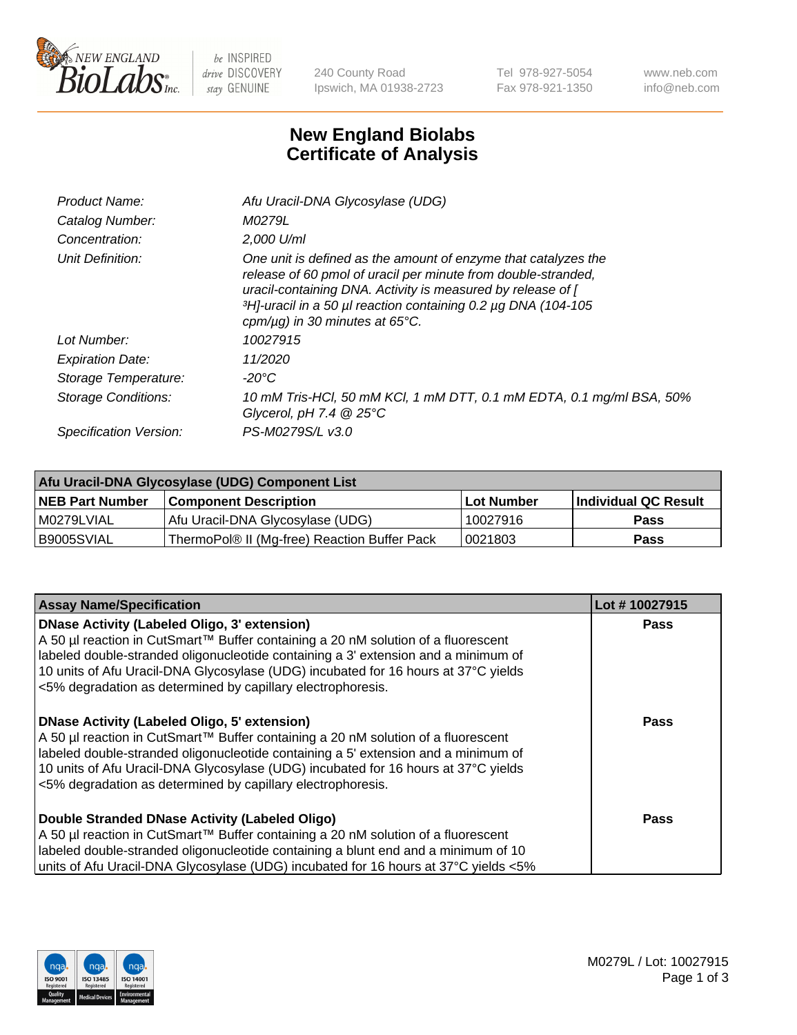# New England Biolabs Certificate of Analysis

| | |
|---|---|
| *Product Name:* | *Afu Uracil-DNA Glycosylase (UDG)* |
| *Catalog Number:* | *M0279L* |
| *Concentration:* | *2,000 U/ml* |
| *Unit Definition:* | *One unit is defined as the amount of enzyme that catalyzes the release of 60 pmol of uracil per minute from double-stranded, uracil-containing DNA. Activity is measured by release of [ $^3$H]-uracil in a 50 µl reaction containing 0.2 µg DNA (104-105 cpm/µg) in 30 minutes at 65°C.* |
| *Lot Number:* | *10027915* |
| *Expiration Date:* | *11/2020* |
| *Storage Temperature:* | *-20°C* |
| *Storage Conditions:* | *10 mM Tris-HCl, 50 mM KCl, 1 mM DTT, 0.1 mM EDTA, 0.1 mg/ml BSA, 50% Glycerol, pH 7.4 @ 25°C* |
| *Specification Version:* | *PS-M0279S/L v3.0* |

| Afu Uracil-DNA Glycosylase (UDG) Component List | | | |
|---|---|---|---|
| **NEB Part Number** | **Component Description** | **Lot Number** | **Individual QC Result** |
| M0279LVIAL | Afu Uracil-DNA Glycosylase (UDG) | 10027916 | **Pass** |
| B9005SVIAL | ThermoPol® II (Mg-free) Reaction Buffer Pack | 0021803 | **Pass** |

| Assay Name/Specification | Lot # 10027915 |
|---|---|
| **DNase Activity (Labeled Oligo, 3' extension)** A 50 µl reaction in CutSmart™ Buffer containing a 20 nM solution of a fluorescent labeled double-stranded oligonucleotide containing a 3' extension and a minimum of 10 units of Afu Uracil-DNA Glycosylase (UDG) incubated for 16 hours at 37°C yields <5% degradation as determined by capillary electrophoresis. | **Pass** |
| **DNase Activity (Labeled Oligo, 5' extension)** A 50 µl reaction in CutSmart™ Buffer containing a 20 nM solution of a fluorescent labeled double-stranded oligonucleotide containing a 5' extension and a minimum of 10 units of Afu Uracil-DNA Glycosylase (UDG) incubated for 16 hours at 37°C yields <5% degradation as determined by capillary electrophoresis. | **Pass** |
| **Double Stranded DNase Activity (Labeled Oligo)** A 50 µl reaction in CutSmart™ Buffer containing a 20 nM solution of a fluorescent labeled double-stranded oligonucleotide containing a blunt end and a minimum of 10 units of Afu Uracil-DNA Glycosylase (UDG) incubated for 16 hours at 37°C yields <5% | **Pass** |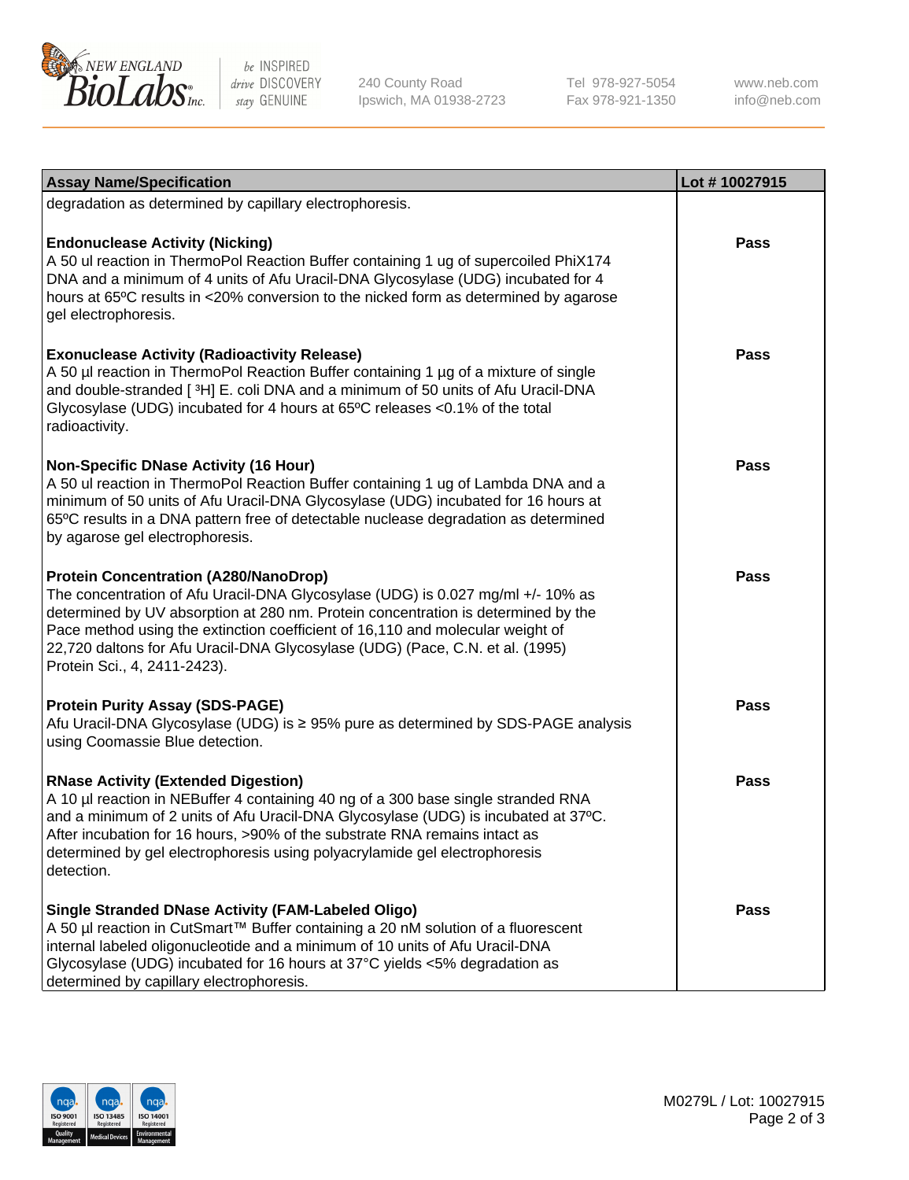| Assay Name/Specification | Lot # 10027915 |
|---|---|
| degradation as determined by capillary electrophoresis. | |
| **Endonuclease Activity (Nicking)**<br>A 50 ul reaction in ThermoPol Reaction Buffer containing 1 ug of supercoiled PhiX174 DNA and a minimum of 4 units of Afu Uracil-DNA Glycosylase (UDG) incubated for 4 hours at 65ºC results in <20% conversion to the nicked form as determined by agarose gel electrophoresis. | Pass |
| **Exonuclease Activity (Radioactivity Release)**<br>A 50 µl reaction in ThermoPol Reaction Buffer containing 1 µg of a mixture of single and double-stranded [ $^3$H] E. coli DNA and a minimum of 50 units of Afu Uracil-DNA Glycosylase (UDG) incubated for 4 hours at 65ºC releases <0.1% of the total radioactivity. | Pass |
| **Non-Specific DNase Activity (16 Hour)**<br>A 50 ul reaction in ThermoPol Reaction Buffer containing 1 ug of Lambda DNA and a minimum of 50 units of Afu Uracil-DNA Glycosylase (UDG) incubated for 16 hours at 65ºC results in a DNA pattern free of detectable nuclease degradation as determined by agarose gel electrophoresis. | Pass |
| **Protein Concentration (A280/NanoDrop)**<br>The concentration of Afu Uracil-DNA Glycosylase (UDG) is 0.027 mg/ml +/- 10% as determined by UV absorption at 280 nm. Protein concentration is determined by the Pace method using the extinction coefficient of 16,110 and molecular weight of 22,720 daltons for Afu Uracil-DNA Glycosylase (UDG) (Pace, C.N. et al. (1995) Protein Sci., 4, 2411-2423). | Pass |
| **Protein Purity Assay (SDS-PAGE)**<br>Afu Uracil-DNA Glycosylase (UDG) is ≥ 95% pure as determined by SDS-PAGE analysis using Coomassie Blue detection. | Pass |
| **RNase Activity (Extended Digestion)**<br>A 10 µl reaction in NEBuffer 4 containing 40 ng of a 300 base single stranded RNA and a minimum of 2 units of Afu Uracil-DNA Glycosylase (UDG) is incubated at 37ºC. After incubation for 16 hours, >90% of the substrate RNA remains intact as determined by gel electrophoresis using polyacrylamide gel electrophoresis detection. | Pass |
| **Single Stranded DNase Activity (FAM-Labeled Oligo)**<br>A 50 µl reaction in CutSmart™ Buffer containing a 20 nM solution of a fluorescent internal labeled oligonucleotide and a minimum of 10 units of Afu Uracil-DNA Glycosylase (UDG) incubated for 16 hours at 37°C yields <5% degradation as determined by capillary electrophoresis. | Pass |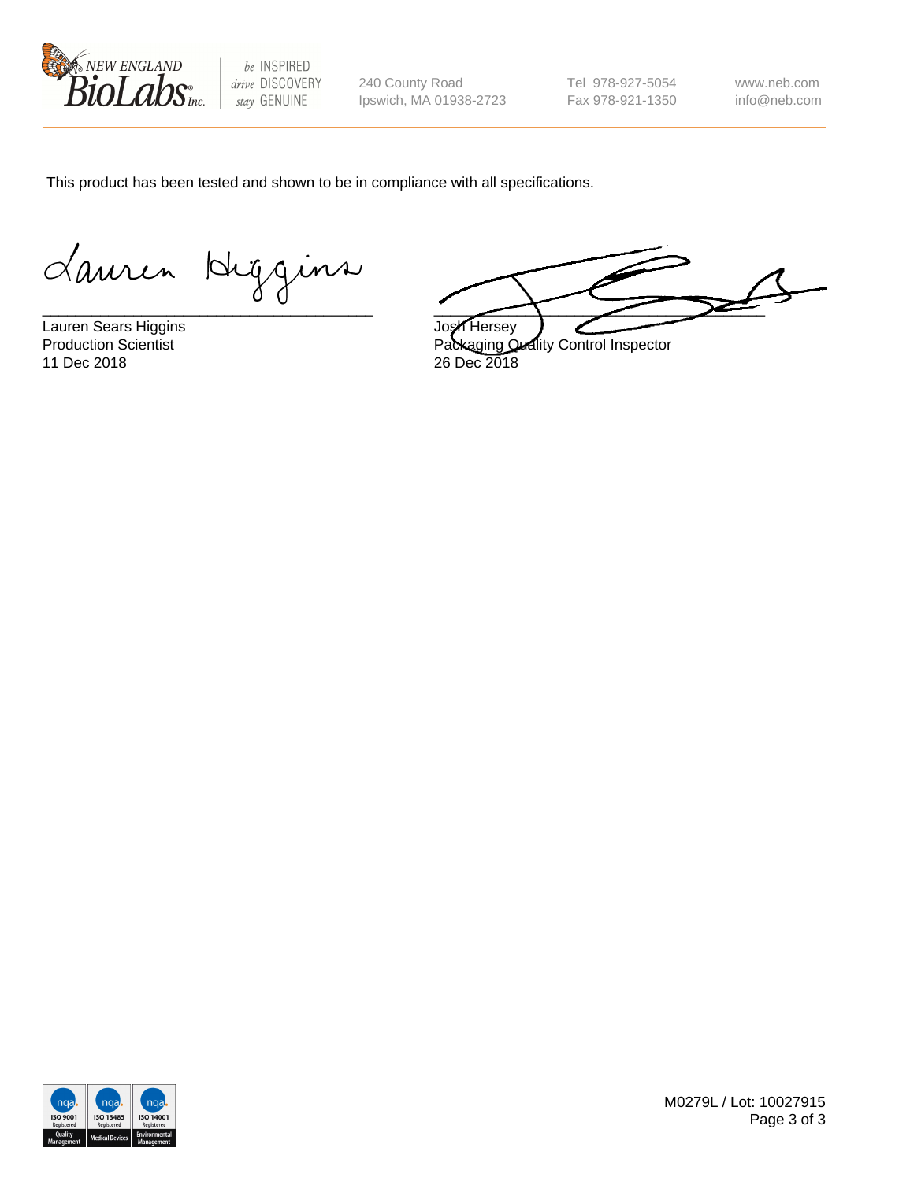This product has been tested and shown to be in compliance with all specifications.

Lauren Sears Higgins
Production Scientist
11 Dec 2018

Josh Hersey
Packaging Quality Control Inspector
26 Dec 2018

M0279L / Lot: 10027915